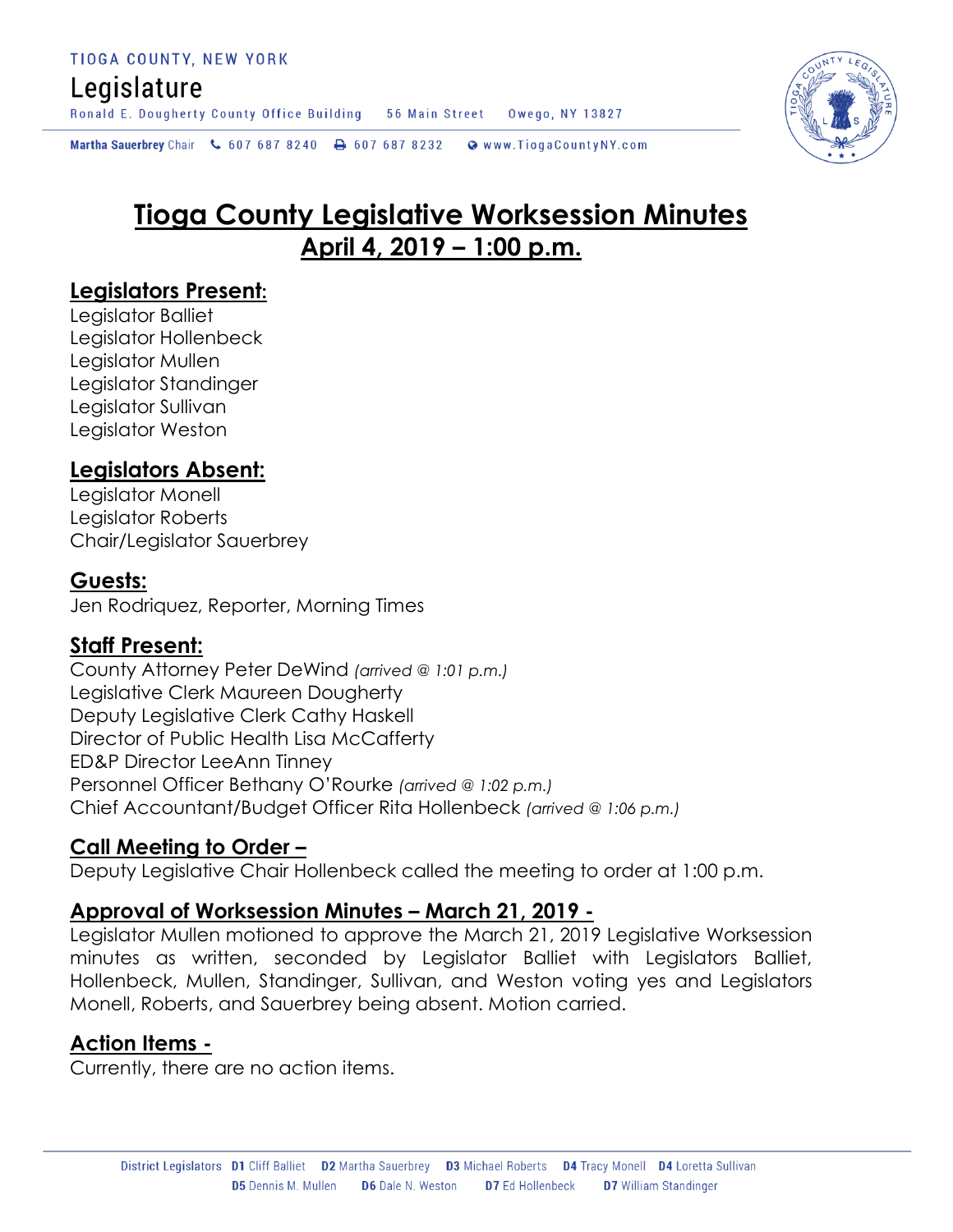# Tioga County Legislative Worksession Minutes

## April 4, 2019 – 1:00 p.m.

## Legislators Present:

Legislator Balliet
Legislator Hollenbeck
Legislator Mullen
Legislator Standinger
Legislator Sullivan
Legislator Weston

## Legislators Absent:

Legislator Monell
Legislator Roberts
Chair/Legislator Sauerbrey

## Guests:

Jen Rodriquez, Reporter, Morning Times

## Staff Present:

County Attorney Peter DeWind *(arrived @ 1:01 p.m.)*
Legislative Clerk Maureen Dougherty
Deputy Legislative Clerk Cathy Haskell
Director of Public Health Lisa McCafferty
ED&P Director LeeAnn Tinney
Personnel Officer Bethany O'Rourke *(arrived @ 1:02 p.m.)*
Chief Accountant/Budget Officer Rita Hollenbeck *(arrived @ 1:06 p.m.)*

## Call Meeting to Order –

Deputy Legislative Chair Hollenbeck called the meeting to order at 1:00 p.m.

## Approval of Worksession Minutes – March 21, 2019 -

Legislator Mullen motioned to approve the March 21, 2019 Legislative Worksession minutes as written, seconded by Legislator Balliet with Legislators Balliet, Hollenbeck, Mullen, Standinger, Sullivan, and Weston voting yes and Legislators Monell, Roberts, and Sauerbrey being absent. Motion carried.

## Action Items -

Currently, there are no action items.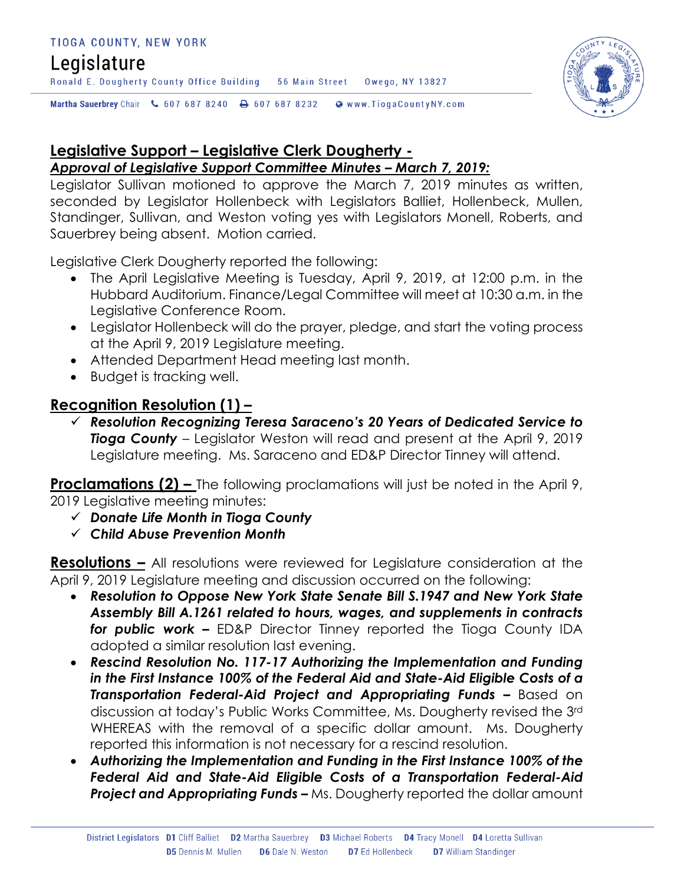## Legislative Support – Legislative Clerk Dougherty -

***Approval of Legislative Support Committee Minutes – March 7, 2019:***

Legislator Sullivan motioned to approve the March 7, 2019 minutes as written, seconded by Legislator Hollenbeck with Legislators Balliet, Hollenbeck, Mullen, Standinger, Sullivan, and Weston voting yes with Legislators Monell, Roberts, and Sauerbrey being absent. Motion carried.

Legislative Clerk Dougherty reported the following:

- The April Legislative Meeting is Tuesday, April 9, 2019, at 12:00 p.m. in the Hubbard Auditorium. Finance/Legal Committee will meet at 10:30 a.m. in the Legislative Conference Room.
- Legislator Hollenbeck will do the prayer, pledge, and start the voting process at the April 9, 2019 Legislature meeting.
- Attended Department Head meeting last month.
- Budget is tracking well.

## Recognition Resolution (1) –

- ✓ ***Resolution Recognizing Teresa Saraceno's 20 Years of Dedicated Service to Tioga County*** – Legislator Weston will read and present at the April 9, 2019 Legislature meeting. Ms. Saraceno and ED&P Director Tinney will attend.

**Proclamations (2) –** The following proclamations will just be noted in the April 9, 2019 Legislative meeting minutes:

- ✓ ***Donate Life Month in Tioga County***
- ✓ ***Child Abuse Prevention Month***

**Resolutions –** All resolutions were reviewed for Legislature consideration at the April 9, 2019 Legislature meeting and discussion occurred on the following:

- ***Resolution to Oppose New York State Senate Bill S.1947 and New York State Assembly Bill A.1261 related to hours, wages, and supplements in contracts for public work –*** ED&P Director Tinney reported the Tioga County IDA adopted a similar resolution last evening.
- ***Rescind Resolution No. 117-17 Authorizing the Implementation and Funding in the First Instance 100% of the Federal Aid and State-Aid Eligible Costs of a Transportation Federal-Aid Project and Appropriating Funds –*** Based on discussion at today's Public Works Committee, Ms. Dougherty revised the 3rd WHEREAS with the removal of a specific dollar amount. Ms. Dougherty reported this information is not necessary for a rescind resolution.
- ***Authorizing the Implementation and Funding in the First Instance 100% of the Federal Aid and State-Aid Eligible Costs of a Transportation Federal-Aid Project and Appropriating Funds –*** Ms. Dougherty reported the dollar amount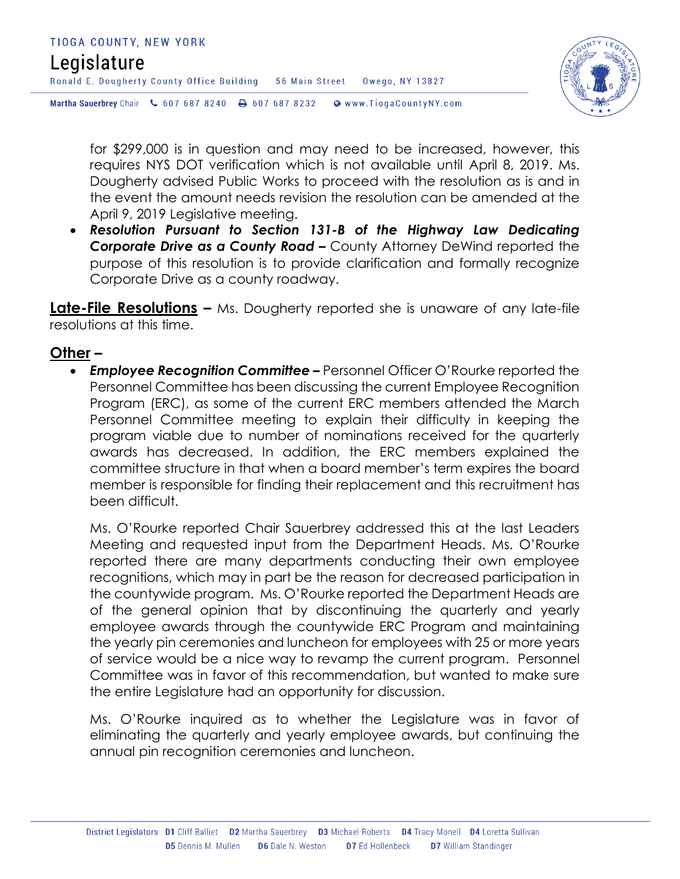for $299,000 is in question and may need to be increased, however, this requires NYS DOT verification which is not available until April 8, 2019. Ms. Dougherty advised Public Works to proceed with the resolution as is and in the event the amount needs revision the resolution can be amended at the April 9, 2019 Legislative meeting.

- ***Resolution Pursuant to Section 131-B of the Highway Law Dedicating Corporate Drive as a County Road –*** County Attorney DeWind reported the purpose of this resolution is to provide clarification and formally recognize Corporate Drive as a county roadway.

**Late-File Resolutions –** Ms. Dougherty reported she is unaware of any late-file resolutions at this time.

**Other –**

- ***Employee Recognition Committee –*** Personnel Officer O'Rourke reported the Personnel Committee has been discussing the current Employee Recognition Program (ERC), as some of the current ERC members attended the March Personnel Committee meeting to explain their difficulty in keeping the program viable due to number of nominations received for the quarterly awards has decreased. In addition, the ERC members explained the committee structure in that when a board member's term expires the board member is responsible for finding their replacement and this recruitment has been difficult.

  Ms. O'Rourke reported Chair Sauerbrey addressed this at the last Leaders Meeting and requested input from the Department Heads. Ms. O'Rourke reported there are many departments conducting their own employee recognitions, which may in part be the reason for decreased participation in the countywide program. Ms. O'Rourke reported the Department Heads are of the general opinion that by discontinuing the quarterly and yearly employee awards through the countywide ERC Program and maintaining the yearly pin ceremonies and luncheon for employees with 25 or more years of service would be a nice way to revamp the current program. Personnel Committee was in favor of this recommendation, but wanted to make sure the entire Legislature had an opportunity for discussion.

  Ms. O'Rourke inquired as to whether the Legislature was in favor of eliminating the quarterly and yearly employee awards, but continuing the annual pin recognition ceremonies and luncheon.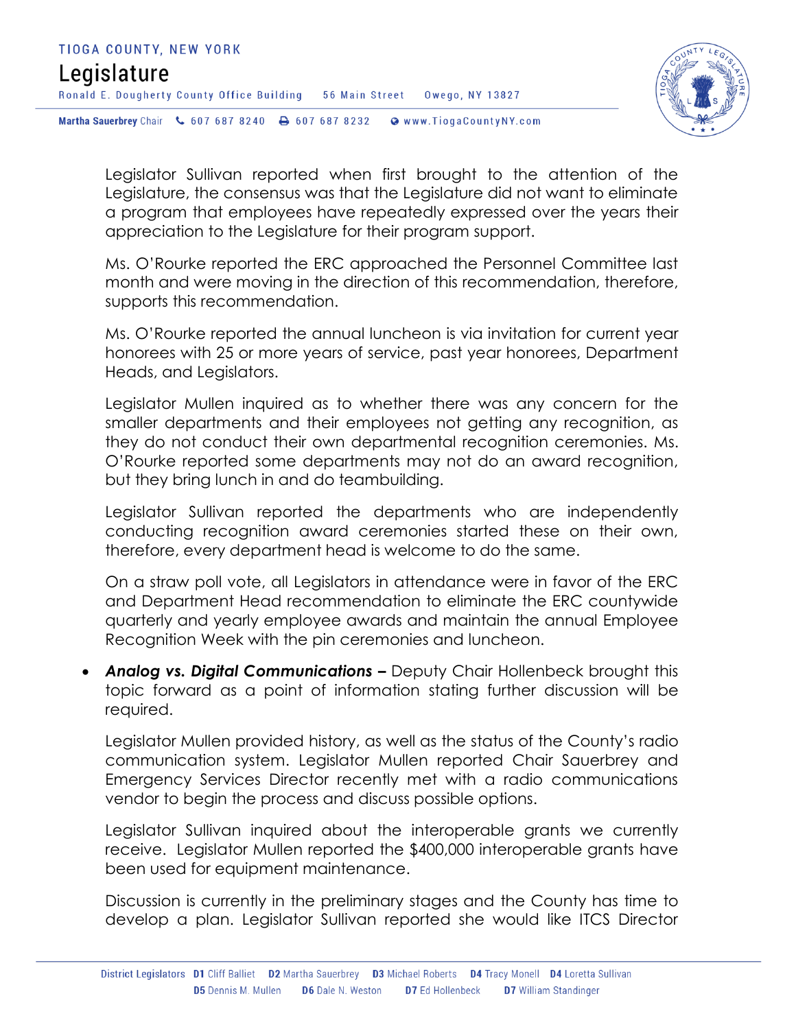Legislator Sullivan reported when first brought to the attention of the Legislature, the consensus was that the Legislature did not want to eliminate a program that employees have repeatedly expressed over the years their appreciation to the Legislature for their program support.

Ms. O'Rourke reported the ERC approached the Personnel Committee last month and were moving in the direction of this recommendation, therefore, supports this recommendation.

Ms. O'Rourke reported the annual luncheon is via invitation for current year honorees with 25 or more years of service, past year honorees, Department Heads, and Legislators.

Legislator Mullen inquired as to whether there was any concern for the smaller departments and their employees not getting any recognition, as they do not conduct their own departmental recognition ceremonies. Ms. O'Rourke reported some departments may not do an award recognition, but they bring lunch in and do teambuilding.

Legislator Sullivan reported the departments who are independently conducting recognition award ceremonies started these on their own, therefore, every department head is welcome to do the same.

On a straw poll vote, all Legislators in attendance were in favor of the ERC and Department Head recommendation to eliminate the ERC countywide quarterly and yearly employee awards and maintain the annual Employee Recognition Week with the pin ceremonies and luncheon.

- ***Analog vs. Digital Communications –*** Deputy Chair Hollenbeck brought this topic forward as a point of information stating further discussion will be required.

  Legislator Mullen provided history, as well as the status of the County's radio communication system. Legislator Mullen reported Chair Sauerbrey and Emergency Services Director recently met with a radio communications vendor to begin the process and discuss possible options.

  Legislator Sullivan inquired about the interoperable grants we currently receive. Legislator Mullen reported the $400,000 interoperable grants have been used for equipment maintenance.

  Discussion is currently in the preliminary stages and the County has time to develop a plan. Legislator Sullivan reported she would like ITCS Director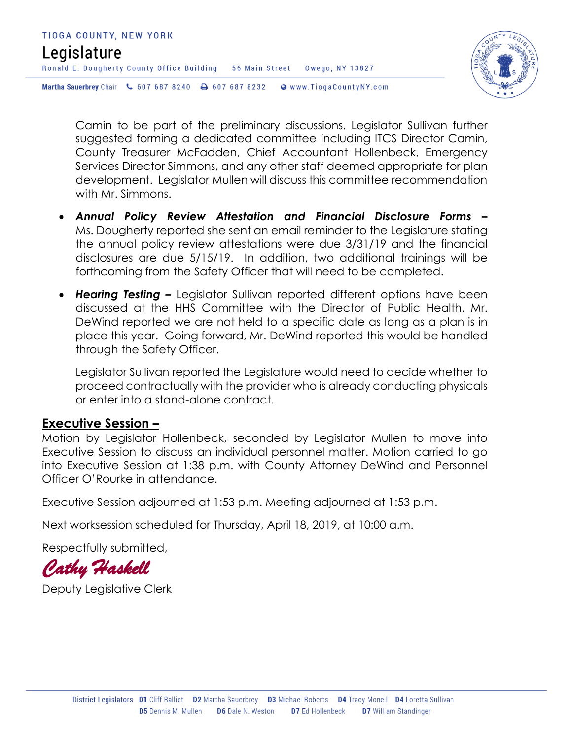Camin to be part of the preliminary discussions. Legislator Sullivan further suggested forming a dedicated committee including ITCS Director Camin, County Treasurer McFadden, Chief Accountant Hollenbeck, Emergency Services Director Simmons, and any other staff deemed appropriate for plan development. Legislator Mullen will discuss this committee recommendation with Mr. Simmons.

- ***Annual Policy Review Attestation and Financial Disclosure Forms –*** Ms. Dougherty reported she sent an email reminder to the Legislature stating the annual policy review attestations were due 3/31/19 and the financial disclosures are due 5/15/19. In addition, two additional trainings will be forthcoming from the Safety Officer that will need to be completed.

- ***Hearing Testing –*** Legislator Sullivan reported different options have been discussed at the HHS Committee with the Director of Public Health. Mr. DeWind reported we are not held to a specific date as long as a plan is in place this year. Going forward, Mr. DeWind reported this would be handled through the Safety Officer.

  Legislator Sullivan reported the Legislature would need to decide whether to proceed contractually with the provider who is already conducting physicals or enter into a stand-alone contract.

## Executive Session –

Motion by Legislator Hollenbeck, seconded by Legislator Mullen to move into Executive Session to discuss an individual personnel matter. Motion carried to go into Executive Session at 1:38 p.m. with County Attorney DeWind and Personnel Officer O'Rourke in attendance.

Executive Session adjourned at 1:53 p.m. Meeting adjourned at 1:53 p.m.

Next worksession scheduled for Thursday, April 18, 2019, at 10:00 a.m.

Respectfully submitted,

*Cathy Haskell*

Deputy Legislative Clerk